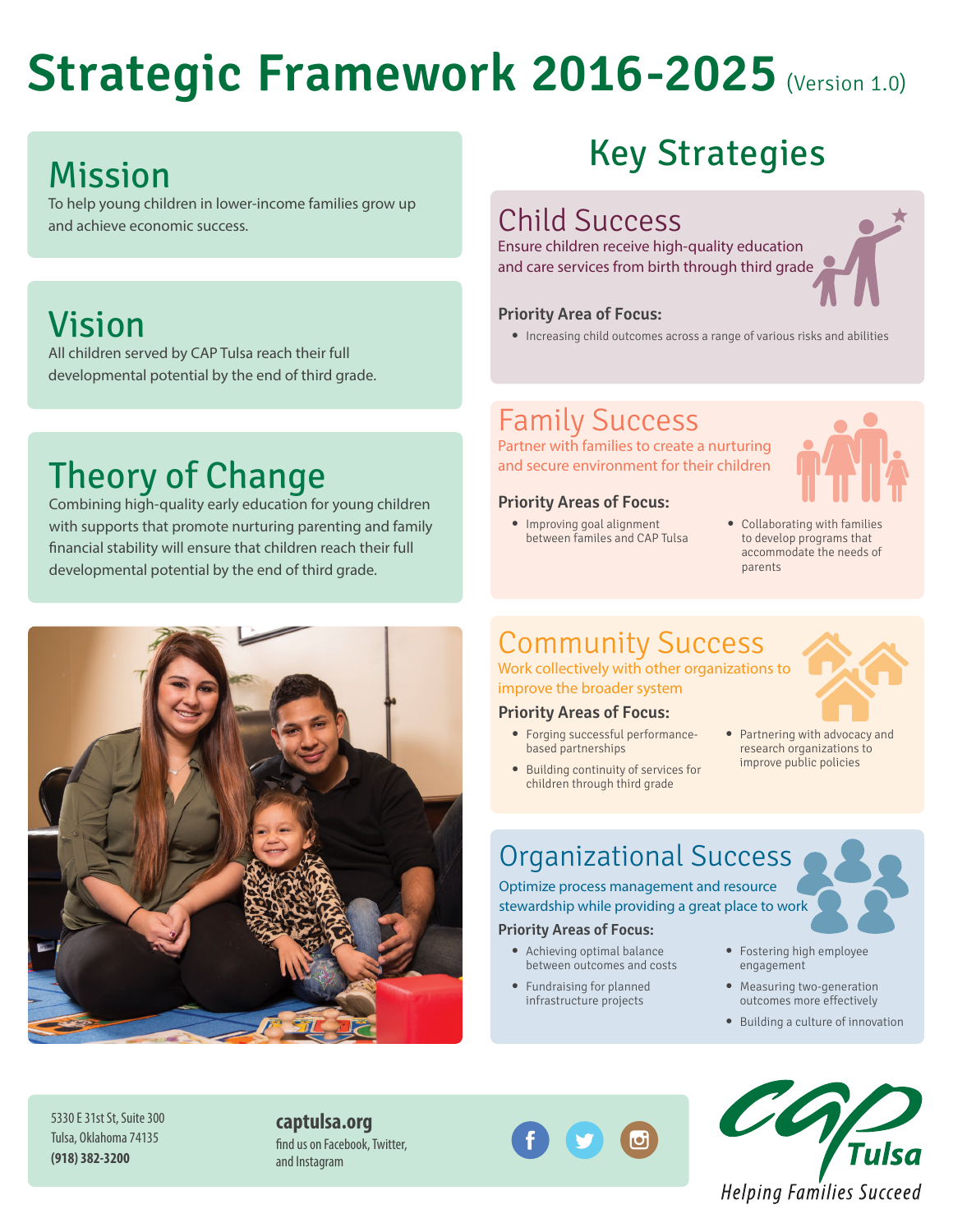# Strategic Framework 2016-2025 (Version 1.0)

## Mission

To help young children in lower-income families grow up and achieve economic success.

## Vision

All children served by CAP Tulsa reach their full developmental potential by the end of third grade.

## Theory of Change

Combining high-quality early education for young children with supports that promote nurturing parenting and family financial stability will ensure that children reach their full developmental potential by the end of third grade.

## Key Strategies

### Child Success

Ensure children receive high-quality education and care services from birth through third grade

**Priority Area of Focus:**

- Increasing child outcomes across a range of various risks and abilities

### Family Success

Partner with families to create a nurturing and secure environment for their children

**Priority Areas of Focus:**

- Improving goal alignment between familes and CAP Tulsa
- Collaborating with families to develop programs that accommodate the needs of parents

### Community Success

Work collectively with other organizations to improve the broader system

**Priority Areas of Focus:**

- Forging successful performance-based partnerships
- Building continuity of services for children through third grade
- Partnering with advocacy and research organizations to improve public policies

### Organizational Success

Optimize process management and resource stewardship while providing a great place to work

**Priority Areas of Focus:**

- Achieving optimal balance between outcomes and costs
- Fundraising for planned infrastructure projects
- Fostering high employee engagement
- Measuring two-generation outcomes more effectively
- Building a culture of innovation

5330 E 31st St, Suite 300
Tulsa, Oklahoma 74135
**(918) 382-3200**

**captulsa.org**
find us on Facebook, Twitter, and Instagram

CAP Tulsa
*Helping Families Succeed*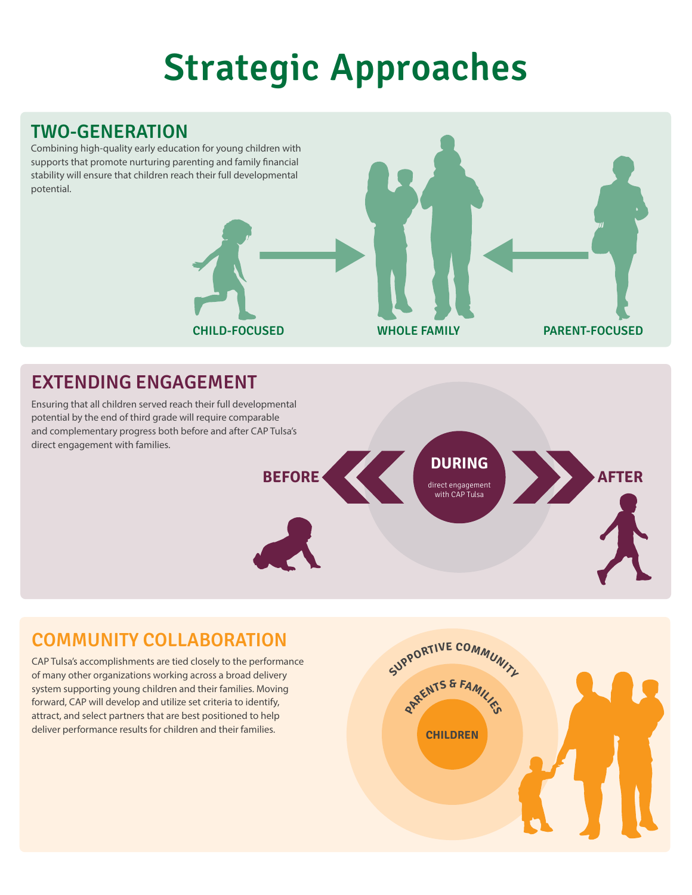# Strategic Approaches

## TWO-GENERATION

Combining high-quality early education for young children with supports that promote nurturing parenting and family financial stability will ensure that children reach their full developmental potential.

CHILD-FOCUSED

WHOLE FAMILY

PARENT-FOCUSED

## EXTENDING ENGAGEMENT

Ensuring that all children served reach their full developmental potential by the end of third grade will require comparable and complementary progress both before and after CAP Tulsa's direct engagement with families.

BEFORE

DURING

direct engagement with CAP Tulsa

AFTER

## COMMUNITY COLLABORATION

CAP Tulsa's accomplishments are tied closely to the performance of many other organizations working across a broad delivery system supporting young children and their families. Moving forward, CAP will develop and utilize set criteria to identify, attract, and select partners that are best positioned to help deliver performance results for children and their families.

SUPPORTIVE COMMUNITY

PARENTS & FAMILIES

CHILDREN